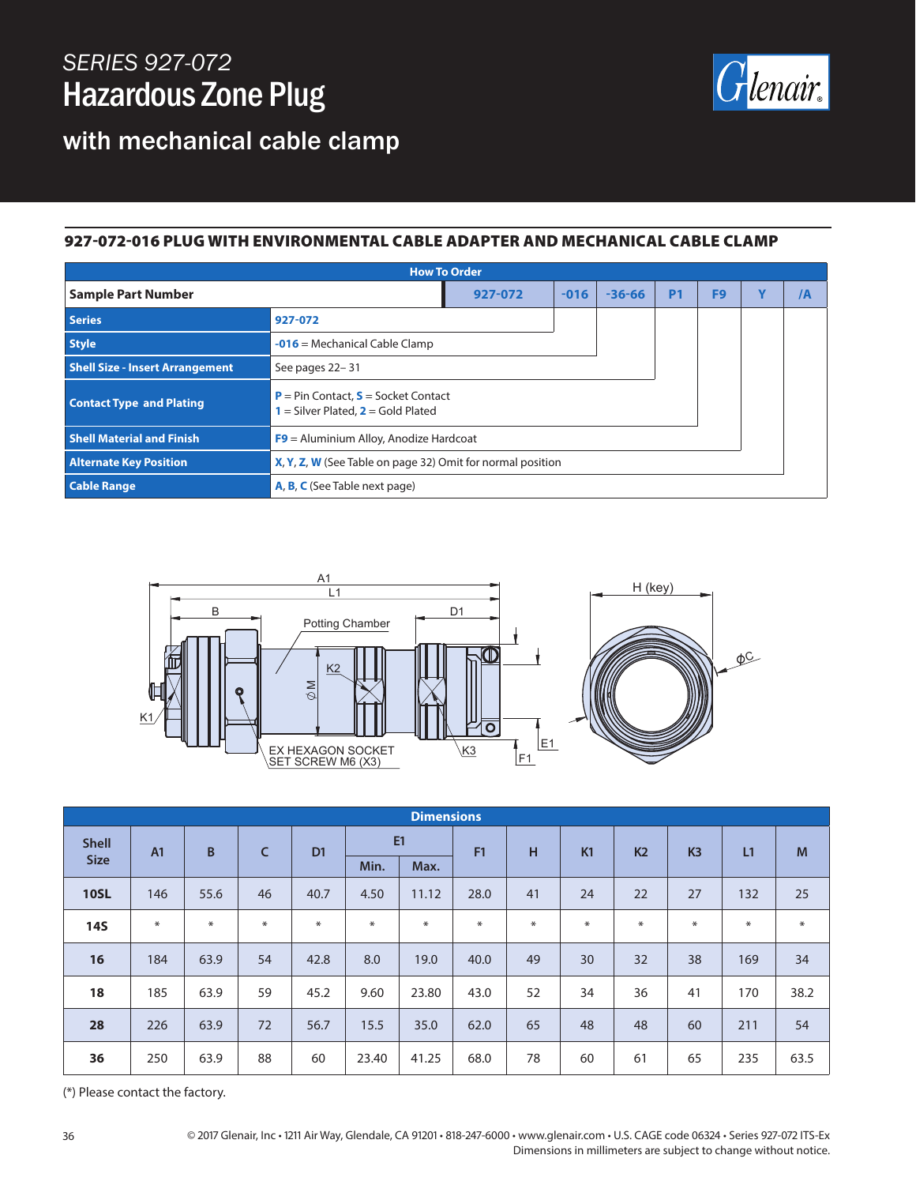*SERIES 927-072*

# Hazardous Zone Plug

## with mechanical cable clamp

### 927-072-016 PLUG WITH ENVIRONMENTAL CABLE ADAPTER AND MECHANICAL CABLE CLAMP

| How To Order | | | | | | | |
|---|---|---|---|---|---|---|---|
| **Sample Part Number** | **927-072** | **-016** | **-36-66** | **P1** | **F9** | **Y** | **/A** |

| | |
|---|---|
| **Series** | **927-072** |
| **Style** | **-016** = Mechanical Cable Clamp |
| **Shell Size - Insert Arrangement** | See pages 22– 31 |
| **Contact Type and Plating** | **P** = Pin Contact, **S** = Socket Contact<br>**1** = Silver Plated, **2** = Gold Plated |
| **Shell Material and Finish** | **F9** = Aluminium Alloy, Anodize Hardcoat |
| **Alternate Key Position** | **X**, **Y**, **Z**, **W** (See Table on page 32) Omit for normal position |
| **Cable Range** | **A**, **B**, **C** (See Table next page) |

A1, L1, B, D1, Potting Chamber, K2, ⌀M, K1, EX HEXAGON SOCKET SET SCREW M6 (X3), K3, E1, F1, H (key), ⌀C

| Dimensions | | | | | | | | | | | | | |
|---|---|---|---|---|---|---|---|---|---|---|---|---|---|
| **Shell Size** | **A1** | **B** | **C** | **D1** | **E1** | | **F1** | **H** | **K1** | **K2** | **K3** | **L1** | **M** |
| | | | | | **Min.** | **Max.** | | | | | | | |
| **10SL** | 146 | 55.6 | 46 | 40.7 | 4.50 | 11.12 | 28.0 | 41 | 24 | 22 | 27 | 132 | 25 |
| **14S** | * | * | * | * | * | * | * | * | * | * | * | * | * |
| **16** | 184 | 63.9 | 54 | 42.8 | 8.0 | 19.0 | 40.0 | 49 | 30 | 32 | 38 | 169 | 34 |
| **18** | 185 | 63.9 | 59 | 45.2 | 9.60 | 23.80 | 43.0 | 52 | 34 | 36 | 41 | 170 | 38.2 |
| **28** | 226 | 63.9 | 72 | 56.7 | 15.5 | 35.0 | 62.0 | 65 | 48 | 48 | 60 | 211 | 54 |
| **36** | 250 | 63.9 | 88 | 60 | 23.40 | 41.25 | 68.0 | 78 | 60 | 61 | 65 | 235 | 63.5 |

(*) Please contact the factory.

© 2017 Glenair, Inc • 1211 Air Way, Glendale, CA 91201 • 818-247-6000 • www.glenair.com • U.S. CAGE code 06324 • Series 927-072 ITS-Ex
Dimensions in millimeters are subject to change without notice.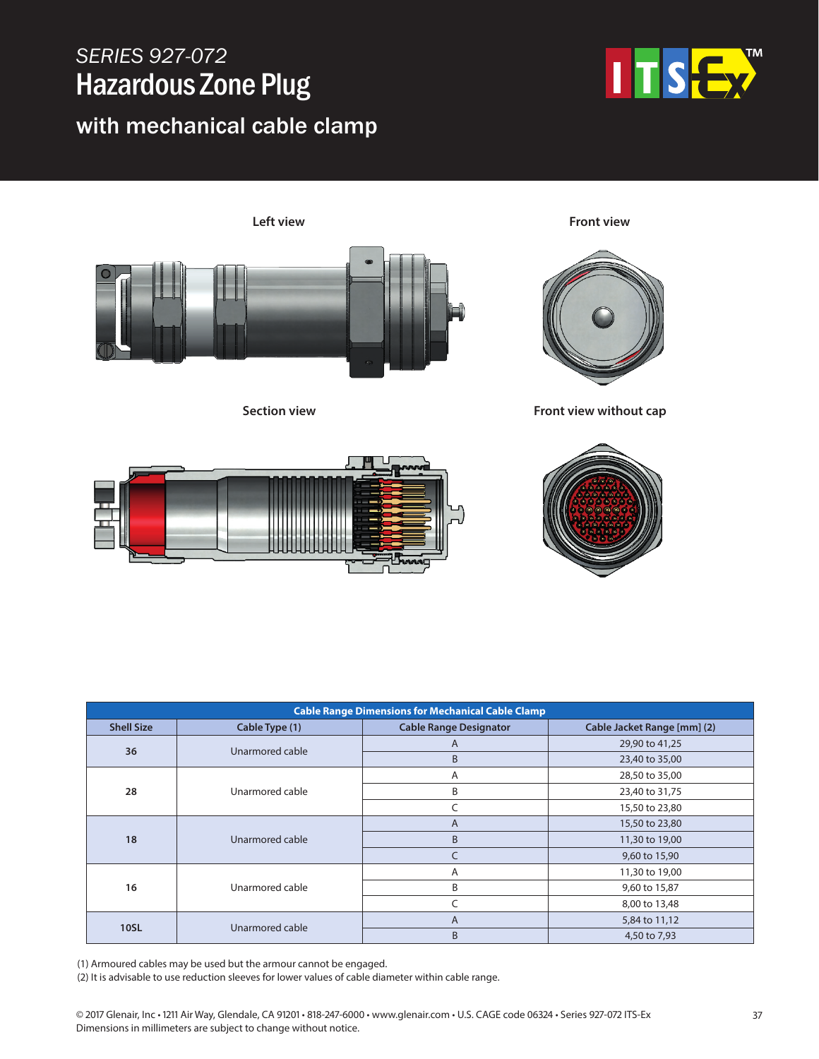# SERIES 927-072

# Hazardous Zone Plug

## with mechanical cable clamp

Left view

Front view

Section view

Front view without cap

| Cable Range Dimensions for Mechanical Cable Clamp | | | |
|---|---|---|---|
| **Shell Size** | **Cable Type (1)** | **Cable Range Designator** | **Cable Jacket Range [mm] (2)** |
| **36** | Unarmored cable | A | 29,90 to 41,25 |
| | | B | 23,40 to 35,00 |
| **28** | Unarmored cable | A | 28,50 to 35,00 |
| | | B | 23,40 to 31,75 |
| | | C | 15,50 to 23,80 |
| **18** | Unarmored cable | A | 15,50 to 23,80 |
| | | B | 11,30 to 19,00 |
| | | C | 9,60 to 15,90 |
| **16** | Unarmored cable | A | 11,30 to 19,00 |
| | | B | 9,60 to 15,87 |
| | | C | 8,00 to 13,48 |
| **10SL** | Unarmored cable | A | 5,84 to 11,12 |
| | | B | 4,50 to 7,93 |

(1) Armoured cables may be used but the armour cannot be engaged.
(2) It is advisable to use reduction sleeves for lower values of cable diameter within cable range.

© 2017 Glenair, Inc • 1211 Air Way, Glendale, CA 91201 • 818-247-6000 • www.glenair.com • U.S. CAGE code 06324 • Series 927-072 ITS-Ex
Dimensions in millimeters are subject to change without notice.